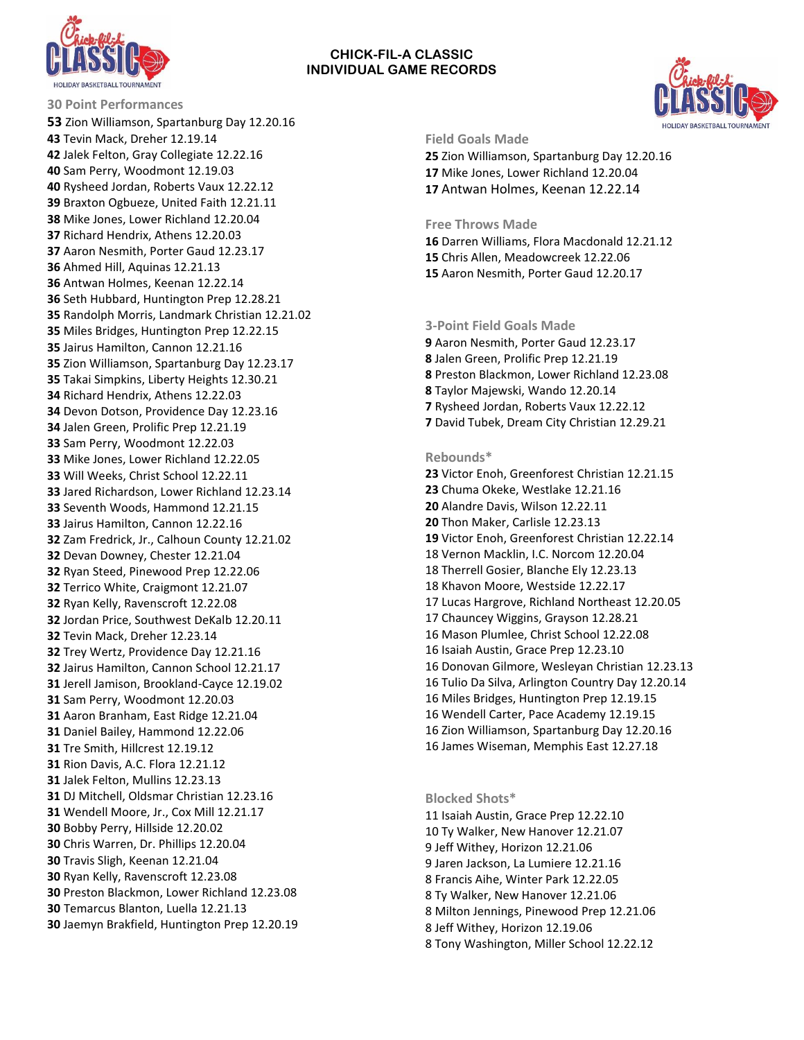# CHICK-FIL-A CLASSIC
# INDIVIDUAL GAME RECORDS

## 30 Point Performances

**53** Zion Williamson, Spartanburg Day 12.20.16
**43** Tevin Mack, Dreher 12.19.14
**42** Jalek Felton, Gray Collegiate 12.22.16
**40** Sam Perry, Woodmont 12.19.03
**40** Rysheed Jordan, Roberts Vaux 12.22.12
**39** Braxton Ogbueze, United Faith 12.21.11
**38** Mike Jones, Lower Richland 12.20.04
**37** Richard Hendrix, Athens 12.20.03
**37** Aaron Nesmith, Porter Gaud 12.23.17
**36** Ahmed Hill, Aquinas 12.21.13
**36** Antwan Holmes, Keenan 12.22.14
**36** Seth Hubbard, Huntington Prep 12.28.21
**35** Randolph Morris, Landmark Christian 12.21.02
**35** Miles Bridges, Huntington Prep 12.22.15
**35** Jairus Hamilton, Cannon 12.21.16
**35** Zion Williamson, Spartanburg Day 12.23.17
**35** Takai Simpkins, Liberty Heights 12.30.21
**34** Richard Hendrix, Athens 12.22.03
**34** Devon Dotson, Providence Day 12.23.16
**34** Jalen Green, Prolific Prep 12.21.19
**33** Sam Perry, Woodmont 12.22.03
**33** Mike Jones, Lower Richland 12.22.05
**33** Will Weeks, Christ School 12.22.11
**33** Jared Richardson, Lower Richland 12.23.14
**33** Seventh Woods, Hammond 12.21.15
**33** Jairus Hamilton, Cannon 12.22.16
**32** Zam Fredrick, Jr., Calhoun County 12.21.02
**32** Devan Downey, Chester 12.21.04
**32** Ryan Steed, Pinewood Prep 12.22.06
**32** Terrico White, Craigmont 12.21.07
**32** Ryan Kelly, Ravenscroft 12.22.08
**32** Jordan Price, Southwest DeKalb 12.20.11
**32** Tevin Mack, Dreher 12.23.14
**32** Trey Wertz, Providence Day 12.21.16
**32** Jairus Hamilton, Cannon School 12.21.17
**31** Jerell Jamison, Brookland-Cayce 12.19.02
**31** Sam Perry, Woodmont 12.20.03
**31** Aaron Branham, East Ridge 12.21.04
**31** Daniel Bailey, Hammond 12.22.06
**31** Tre Smith, Hillcrest 12.19.12
**31** Rion Davis, A.C. Flora 12.21.12
**31** Jalek Felton, Mullins 12.23.13
**31** DJ Mitchell, Oldsmar Christian 12.23.16
**31** Wendell Moore, Jr., Cox Mill 12.21.17
**30** Bobby Perry, Hillside 12.20.02
**30** Chris Warren, Dr. Phillips 12.20.04
**30** Travis Sligh, Keenan 12.21.04
**30** Ryan Kelly, Ravenscroft 12.23.08
**30** Preston Blackmon, Lower Richland 12.23.08
**30** Temarcus Blanton, Luella 12.21.13
**30** Jaemyn Brakfield, Huntington Prep 12.20.19

## Field Goals Made

**25** Zion Williamson, Spartanburg Day 12.20.16
**17** Mike Jones, Lower Richland 12.20.04
**17** Antwan Holmes, Keenan 12.22.14

## Free Throws Made

**16** Darren Williams, Flora Macdonald 12.21.12
**15** Chris Allen, Meadowcreek 12.22.06
**15** Aaron Nesmith, Porter Gaud 12.20.17

## 3-Point Field Goals Made

**9** Aaron Nesmith, Porter Gaud 12.23.17
**8** Jalen Green, Prolific Prep 12.21.19
**8** Preston Blackmon, Lower Richland 12.23.08
**8** Taylor Majewski, Wando 12.20.14
**7** Rysheed Jordan, Roberts Vaux 12.22.12
**7** David Tubek, Dream City Christian 12.29.21

## Rebounds*

**23** Victor Enoh, Greenforest Christian 12.21.15
**23** Chuma Okeke, Westlake 12.21.16
**20** Alandre Davis, Wilson 12.22.11
**20** Thon Maker, Carlisle 12.23.13
**19** Victor Enoh, Greenforest Christian 12.22.14
18 Vernon Macklin, I.C. Norcom 12.20.04
18 Therrell Gosier, Blanche Ely 12.23.13
18 Khavon Moore, Westside 12.22.17
17 Lucas Hargrove, Richland Northeast 12.20.05
17 Chauncey Wiggins, Grayson 12.28.21
16 Mason Plumlee, Christ School 12.22.08
16 Isaiah Austin, Grace Prep 12.23.10
16 Donovan Gilmore, Wesleyan Christian 12.23.13
16 Tulio Da Silva, Arlington Country Day 12.20.14
16 Miles Bridges, Huntington Prep 12.19.15
16 Wendell Carter, Pace Academy 12.19.15
16 Zion Williamson, Spartanburg Day 12.20.16
16 James Wiseman, Memphis East 12.27.18

## Blocked Shots*

11 Isaiah Austin, Grace Prep 12.22.10
10 Ty Walker, New Hanover 12.21.07
9 Jeff Withey, Horizon 12.21.06
9 Jaren Jackson, La Lumiere 12.21.16
8 Francis Aihe, Winter Park 12.22.05
8 Ty Walker, New Hanover 12.21.06
8 Milton Jennings, Pinewood Prep 12.21.06
8 Jeff Withey, Horizon 12.19.06
8 Tony Washington, Miller School 12.22.12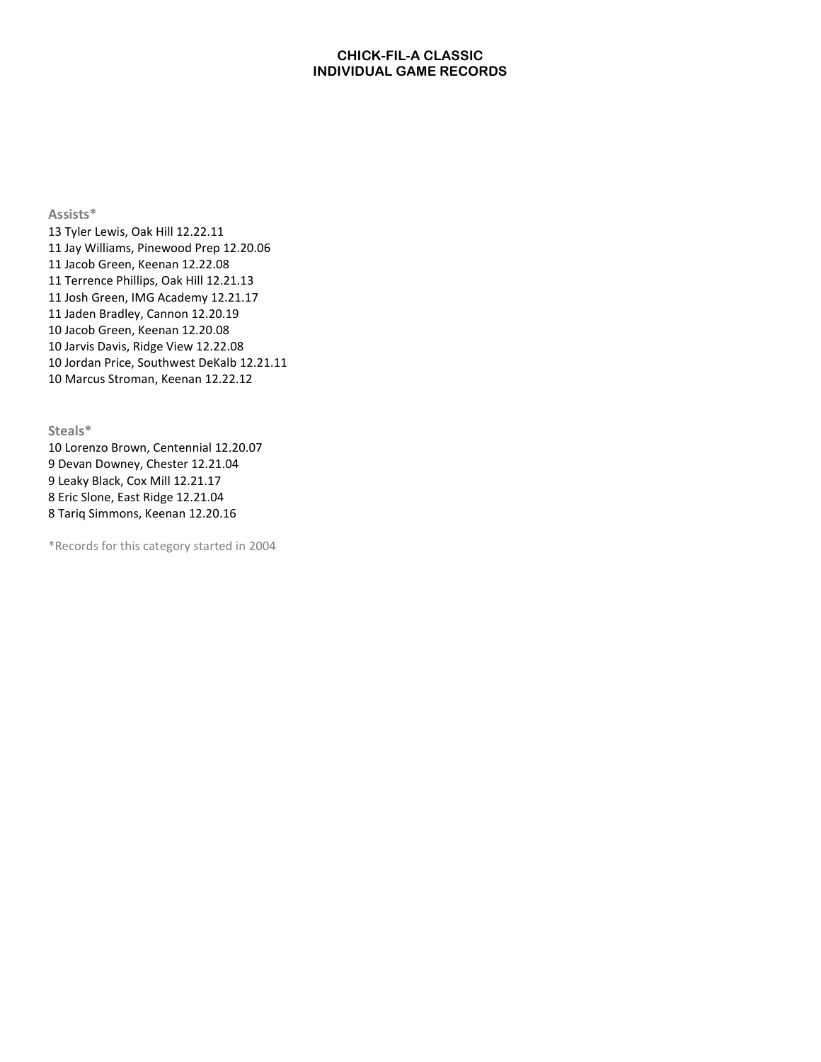# CHICK-FIL-A CLASSIC
## INDIVIDUAL GAME RECORDS

**Assists***

13 Tyler Lewis, Oak Hill 12.22.11
11 Jay Williams, Pinewood Prep 12.20.06
11 Jacob Green, Keenan 12.22.08
11 Terrence Phillips, Oak Hill 12.21.13
11 Josh Green, IMG Academy 12.21.17
11 Jaden Bradley, Cannon 12.20.19
10 Jacob Green, Keenan 12.20.08
10 Jarvis Davis, Ridge View 12.22.08
10 Jordan Price, Southwest DeKalb 12.21.11
10 Marcus Stroman, Keenan 12.22.12

**Steals***

10 Lorenzo Brown, Centennial 12.20.07
9 Devan Downey, Chester 12.21.04
9 Leaky Black, Cox Mill 12.21.17
8 Eric Slone, East Ridge 12.21.04
8 Tariq Simmons, Keenan 12.20.16

*Records for this category started in 2004